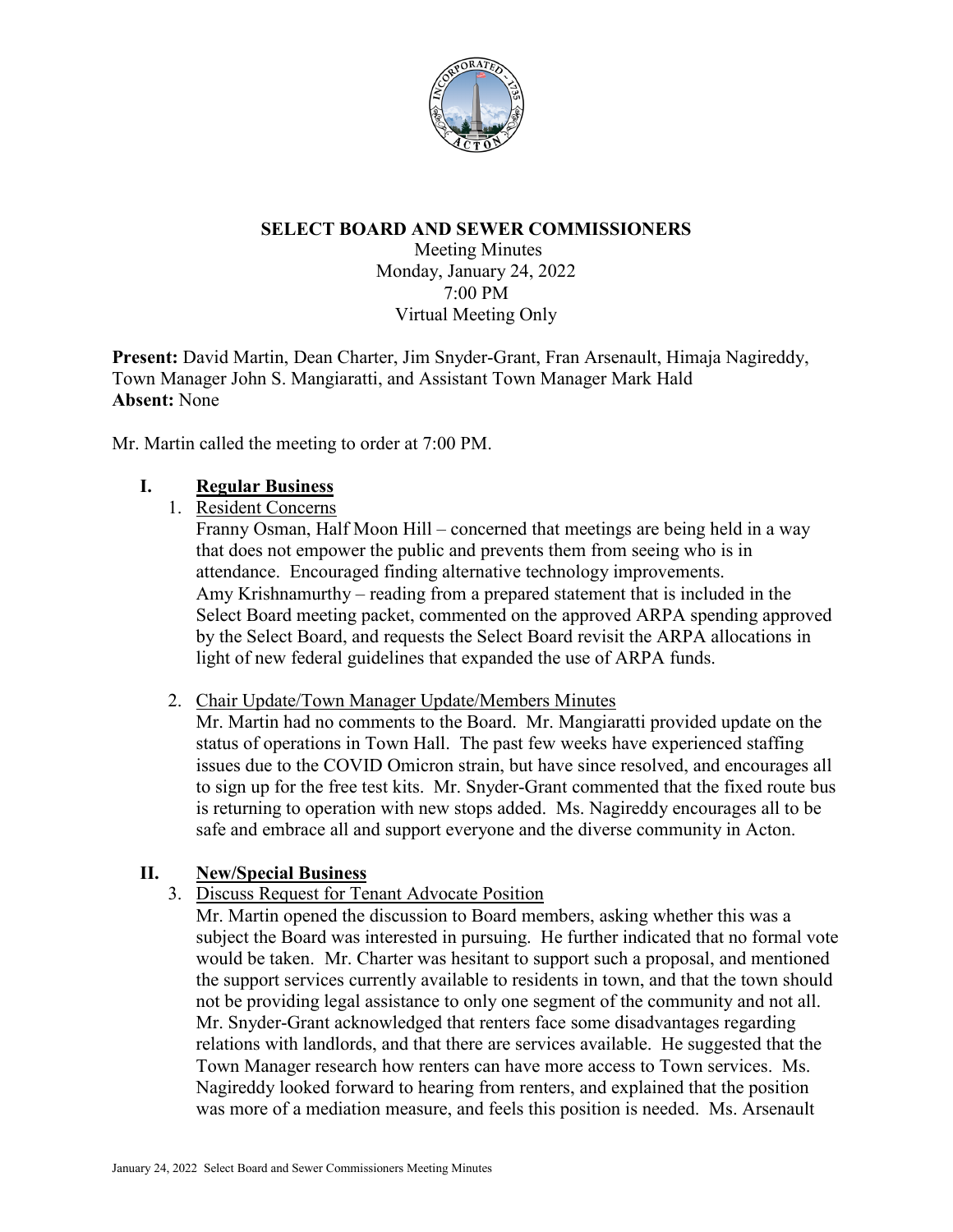# SELECT BOARD AND SEWER COMMISSIONERS

Meeting Minutes
Monday, January 24, 2022
7:00 PM
Virtual Meeting Only

**Present:** David Martin, Dean Charter, Jim Snyder-Grant, Fran Arsenault, Himaja Nagireddy, Town Manager John S. Mangiaratti, and Assistant Town Manager Mark Hald
**Absent:** None

Mr. Martin called the meeting to order at 7:00 PM.

## I. Regular Business

1. Resident Concerns
   Franny Osman, Half Moon Hill – concerned that meetings are being held in a way that does not empower the public and prevents them from seeing who is in attendance. Encouraged finding alternative technology improvements.
   Amy Krishnamurthy – reading from a prepared statement that is included in the Select Board meeting packet, commented on the approved ARPA spending approved by the Select Board, and requests the Select Board revisit the ARPA allocations in light of new federal guidelines that expanded the use of ARPA funds.

2. Chair Update/Town Manager Update/Members Minutes
   Mr. Martin had no comments to the Board. Mr. Mangiaratti provided update on the status of operations in Town Hall. The past few weeks have experienced staffing issues due to the COVID Omicron strain, but have since resolved, and encourages all to sign up for the free test kits. Mr. Snyder-Grant commented that the fixed route bus is returning to operation with new stops added. Ms. Nagireddy encourages all to be safe and embrace all and support everyone and the diverse community in Acton.

## II. New/Special Business

3. Discuss Request for Tenant Advocate Position
   Mr. Martin opened the discussion to Board members, asking whether this was a subject the Board was interested in pursuing. He further indicated that no formal vote would be taken. Mr. Charter was hesitant to support such a proposal, and mentioned the support services currently available to residents in town, and that the town should not be providing legal assistance to only one segment of the community and not all. Mr. Snyder-Grant acknowledged that renters face some disadvantages regarding relations with landlords, and that there are services available. He suggested that the Town Manager research how renters can have more access to Town services. Ms. Nagireddy looked forward to hearing from renters, and explained that the position was more of a mediation measure, and feels this position is needed. Ms. Arsenault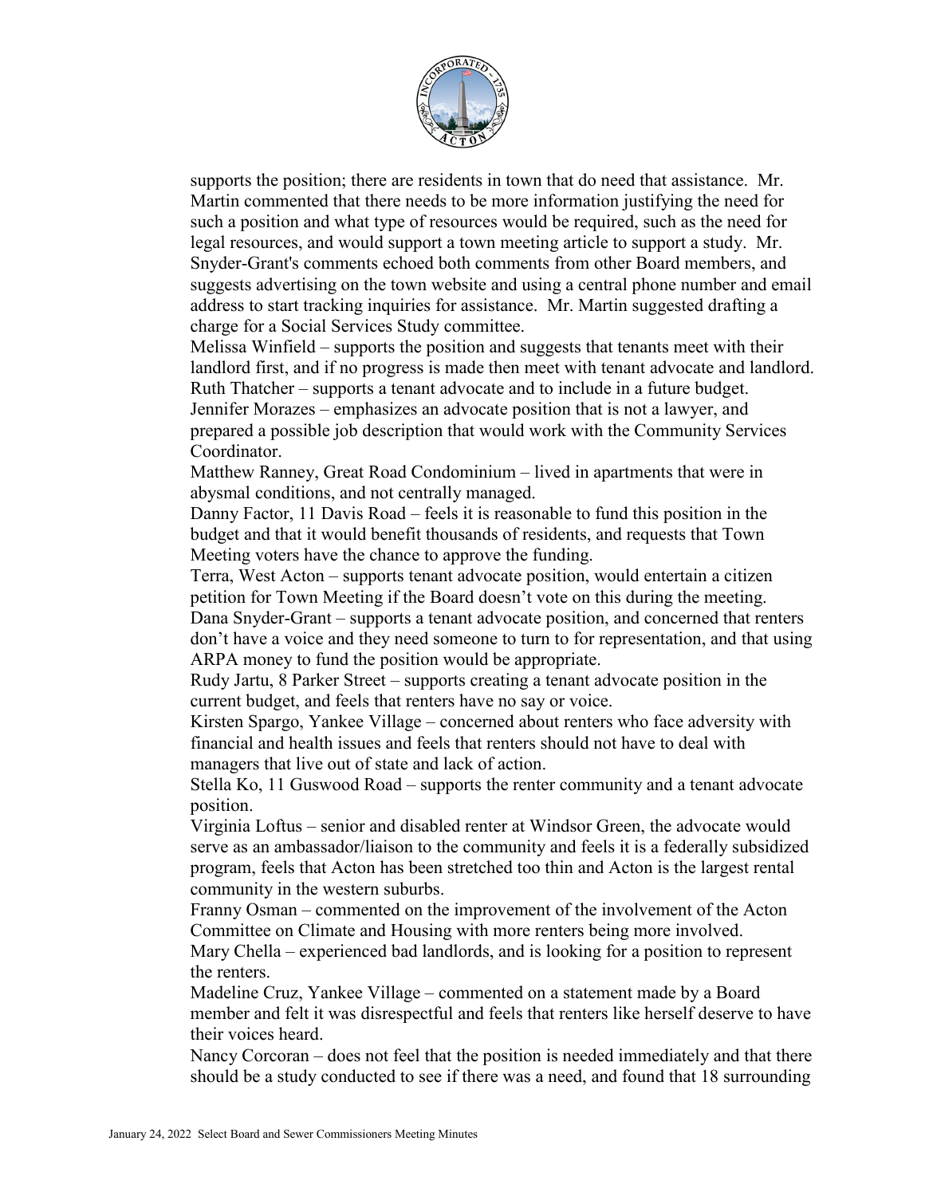supports the position; there are residents in town that do need that assistance. Mr. Martin commented that there needs to be more information justifying the need for such a position and what type of resources would be required, such as the need for legal resources, and would support a town meeting article to support a study. Mr. Snyder-Grant's comments echoed both comments from other Board members, and suggests advertising on the town website and using a central phone number and email address to start tracking inquiries for assistance. Mr. Martin suggested drafting a charge for a Social Services Study committee.

Melissa Winfield – supports the position and suggests that tenants meet with their landlord first, and if no progress is made then meet with tenant advocate and landlord.

Ruth Thatcher – supports a tenant advocate and to include in a future budget.

Jennifer Morazes – emphasizes an advocate position that is not a lawyer, and prepared a possible job description that would work with the Community Services Coordinator.

Matthew Ranney, Great Road Condominium – lived in apartments that were in abysmal conditions, and not centrally managed.

Danny Factor, 11 Davis Road – feels it is reasonable to fund this position in the budget and that it would benefit thousands of residents, and requests that Town Meeting voters have the chance to approve the funding.

Terra, West Acton – supports tenant advocate position, would entertain a citizen petition for Town Meeting if the Board doesn't vote on this during the meeting.

Dana Snyder-Grant – supports a tenant advocate position, and concerned that renters don't have a voice and they need someone to turn to for representation, and that using ARPA money to fund the position would be appropriate.

Rudy Jartu, 8 Parker Street – supports creating a tenant advocate position in the current budget, and feels that renters have no say or voice.

Kirsten Spargo, Yankee Village – concerned about renters who face adversity with financial and health issues and feels that renters should not have to deal with managers that live out of state and lack of action.

Stella Ko, 11 Guswood Road – supports the renter community and a tenant advocate position.

Virginia Loftus – senior and disabled renter at Windsor Green, the advocate would serve as an ambassador/liaison to the community and feels it is a federally subsidized program, feels that Acton has been stretched too thin and Acton is the largest rental community in the western suburbs.

Franny Osman – commented on the improvement of the involvement of the Acton Committee on Climate and Housing with more renters being more involved.

Mary Chella – experienced bad landlords, and is looking for a position to represent the renters.

Madeline Cruz, Yankee Village – commented on a statement made by a Board member and felt it was disrespectful and feels that renters like herself deserve to have their voices heard.

Nancy Corcoran – does not feel that the position is needed immediately and that there should be a study conducted to see if there was a need, and found that 18 surrounding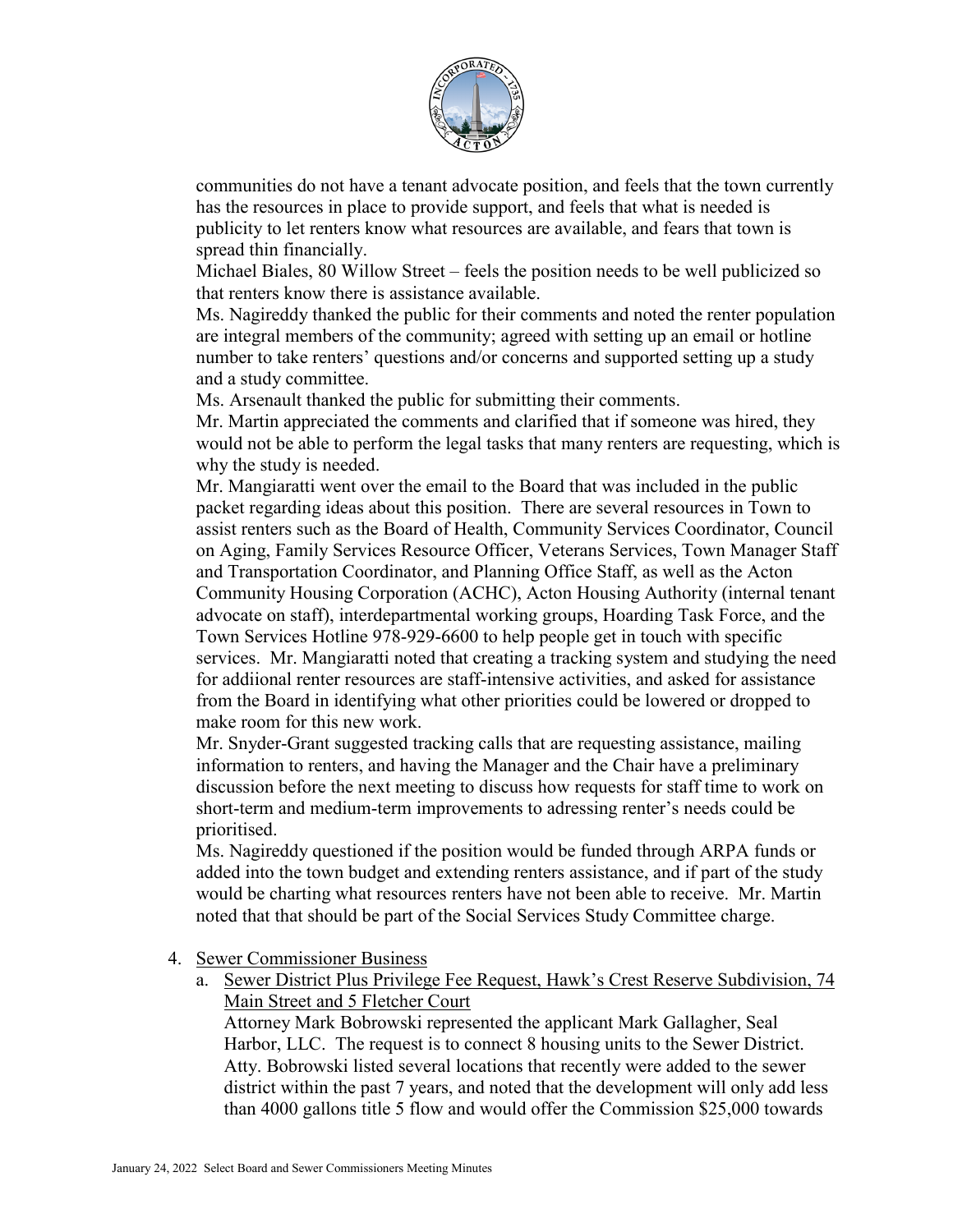communities do not have a tenant advocate position, and feels that the town currently has the resources in place to provide support, and feels that what is needed is publicity to let renters know what resources are available, and fears that town is spread thin financially.

Michael Biales, 80 Willow Street – feels the position needs to be well publicized so that renters know there is assistance available.

Ms. Nagireddy thanked the public for their comments and noted the renter population are integral members of the community; agreed with setting up an email or hotline number to take renters' questions and/or concerns and supported setting up a study and a study committee.

Ms. Arsenault thanked the public for submitting their comments.

Mr. Martin appreciated the comments and clarified that if someone was hired, they would not be able to perform the legal tasks that many renters are requesting, which is why the study is needed.

Mr. Mangiaratti went over the email to the Board that was included in the public packet regarding ideas about this position. There are several resources in Town to assist renters such as the Board of Health, Community Services Coordinator, Council on Aging, Family Services Resource Officer, Veterans Services, Town Manager Staff and Transportation Coordinator, and Planning Office Staff, as well as the Acton Community Housing Corporation (ACHC), Acton Housing Authority (internal tenant advocate on staff), interdepartmental working groups, Hoarding Task Force, and the Town Services Hotline 978-929-6600 to help people get in touch with specific services. Mr. Mangiaratti noted that creating a tracking system and studying the need for addiional renter resources are staff-intensive activities, and asked for assistance from the Board in identifying what other priorities could be lowered or dropped to make room for this new work.

Mr. Snyder-Grant suggested tracking calls that are requesting assistance, mailing information to renters, and having the Manager and the Chair have a preliminary discussion before the next meeting to discuss how requests for staff time to work on short-term and medium-term improvements to adressing renter's needs could be prioritised.

Ms. Nagireddy questioned if the position would be funded through ARPA funds or added into the town budget and extending renters assistance, and if part of the study would be charting what resources renters have not been able to receive. Mr. Martin noted that that should be part of the Social Services Study Committee charge.

4. Sewer Commissioner Business
   a. Sewer District Plus Privilege Fee Request, Hawk's Crest Reserve Subdivision, 74 Main Street and 5 Fletcher Court
      Attorney Mark Bobrowski represented the applicant Mark Gallagher, Seal Harbor, LLC. The request is to connect 8 housing units to the Sewer District. Atty. Bobrowski listed several locations that recently were added to the sewer district within the past 7 years, and noted that the development will only add less than 4000 gallons title 5 flow and would offer the Commission $25,000 towards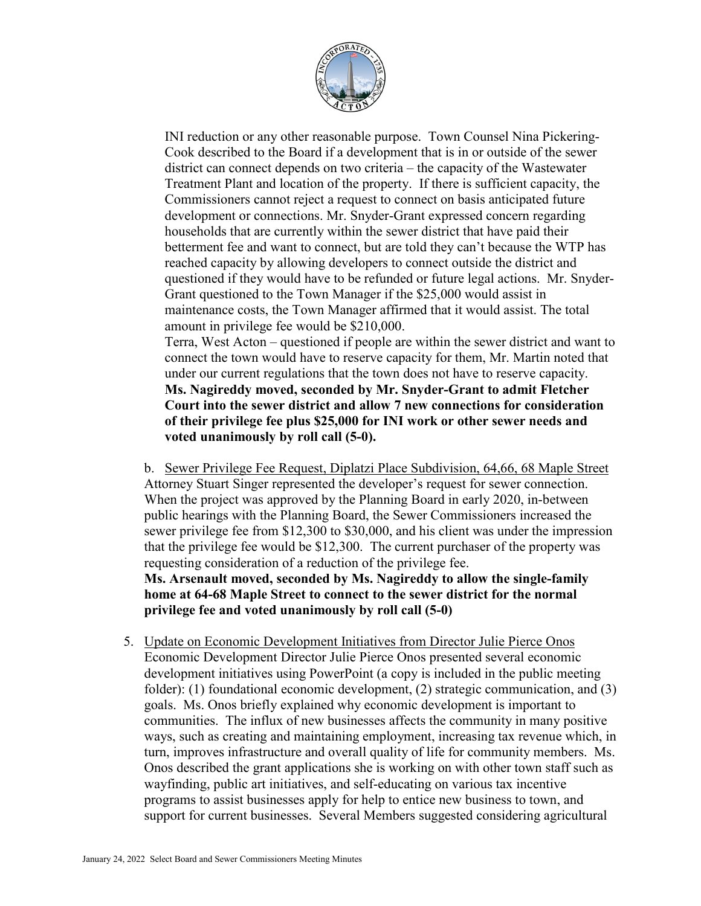INI reduction or any other reasonable purpose. Town Counsel Nina Pickering-Cook described to the Board if a development that is in or outside of the sewer district can connect depends on two criteria – the capacity of the Wastewater Treatment Plant and location of the property. If there is sufficient capacity, the Commissioners cannot reject a request to connect on basis anticipated future development or connections. Mr. Snyder-Grant expressed concern regarding households that are currently within the sewer district that have paid their betterment fee and want to connect, but are told they can't because the WTP has reached capacity by allowing developers to connect outside the district and questioned if they would have to be refunded or future legal actions. Mr. Snyder-Grant questioned to the Town Manager if the $25,000 would assist in maintenance costs, the Town Manager affirmed that it would assist. The total amount in privilege fee would be $210,000.

Terra, West Acton – questioned if people are within the sewer district and want to connect the town would have to reserve capacity for them, Mr. Martin noted that under our current regulations that the town does not have to reserve capacity.

**Ms. Nagireddy moved, seconded by Mr. Snyder-Grant to admit Fletcher Court into the sewer district and allow 7 new connections for consideration of their privilege fee plus $25,000 for INI work or other sewer needs and voted unanimously by roll call (5-0).**

b. Sewer Privilege Fee Request, Diplatzi Place Subdivision, 64,66, 68 Maple Street

Attorney Stuart Singer represented the developer's request for sewer connection. When the project was approved by the Planning Board in early 2020, in-between public hearings with the Planning Board, the Sewer Commissioners increased the sewer privilege fee from $12,300 to $30,000, and his client was under the impression that the privilege fee would be $12,300. The current purchaser of the property was requesting consideration of a reduction of the privilege fee.

**Ms. Arsenault moved, seconded by Ms. Nagireddy to allow the single-family home at 64-68 Maple Street to connect to the sewer district for the normal privilege fee and voted unanimously by roll call (5-0)**

5. Update on Economic Development Initiatives from Director Julie Pierce Onos

Economic Development Director Julie Pierce Onos presented several economic development initiatives using PowerPoint (a copy is included in the public meeting folder): (1) foundational economic development, (2) strategic communication, and (3) goals. Ms. Onos briefly explained why economic development is important to communities. The influx of new businesses affects the community in many positive ways, such as creating and maintaining employment, increasing tax revenue which, in turn, improves infrastructure and overall quality of life for community members. Ms. Onos described the grant applications she is working on with other town staff such as wayfinding, public art initiatives, and self-educating on various tax incentive programs to assist businesses apply for help to entice new business to town, and support for current businesses. Several Members suggested considering agricultural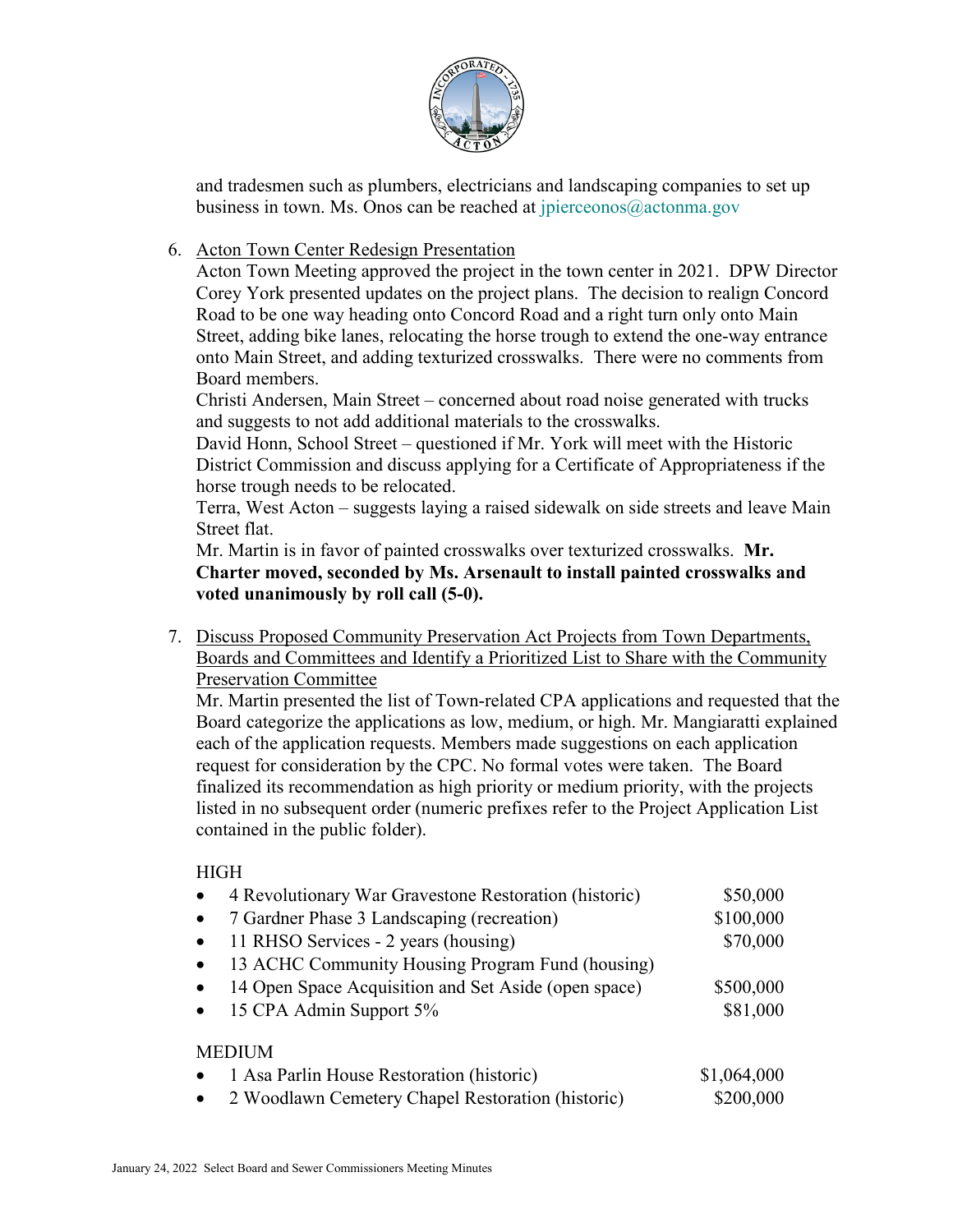and tradesmen such as plumbers, electricians and landscaping companies to set up business in town. Ms. Onos can be reached at jpierceonos@actonma.gov

6. <u>Acton Town Center Redesign Presentation</u>
   Acton Town Meeting approved the project in the town center in 2021. DPW Director Corey York presented updates on the project plans. The decision to realign Concord Road to be one way heading onto Concord Road and a right turn only onto Main Street, adding bike lanes, relocating the horse trough to extend the one-way entrance onto Main Street, and adding texturized crosswalks. There were no comments from Board members.
   Christi Andersen, Main Street – concerned about road noise generated with trucks and suggests to not add additional materials to the crosswalks.
   David Honn, School Street – questioned if Mr. York will meet with the Historic District Commission and discuss applying for a Certificate of Appropriateness if the horse trough needs to be relocated.
   Terra, West Acton – suggests laying a raised sidewalk on side streets and leave Main Street flat.
   Mr. Martin is in favor of painted crosswalks over texturized crosswalks. **Mr. Charter moved, seconded by Ms. Arsenault to install painted crosswalks and voted unanimously by roll call (5-0).**

7. <u>Discuss Proposed Community Preservation Act Projects from Town Departments, Boards and Committees and Identify a Prioritized List to Share with the Community Preservation Committee</u>
   Mr. Martin presented the list of Town-related CPA applications and requested that the Board categorize the applications as low, medium, or high. Mr. Mangiaratti explained each of the application requests. Members made suggestions on each application request for consideration by the CPC. No formal votes were taken. The Board finalized its recommendation as high priority or medium priority, with the projects listed in no subsequent order (numeric prefixes refer to the Project Application List contained in the public folder).

   HIGH

   - 4 Revolutionary War Gravestone Restoration (historic) $50,000
   - 7 Gardner Phase 3 Landscaping (recreation) $100,000
   - 11 RHSO Services - 2 years (housing) $70,000
   - 13 ACHC Community Housing Program Fund (housing)
   - 14 Open Space Acquisition and Set Aside (open space) $500,000
   - 15 CPA Admin Support 5% $81,000

   MEDIUM

   - 1 Asa Parlin House Restoration (historic) $1,064,000
   - 2 Woodlawn Cemetery Chapel Restoration (historic) $200,000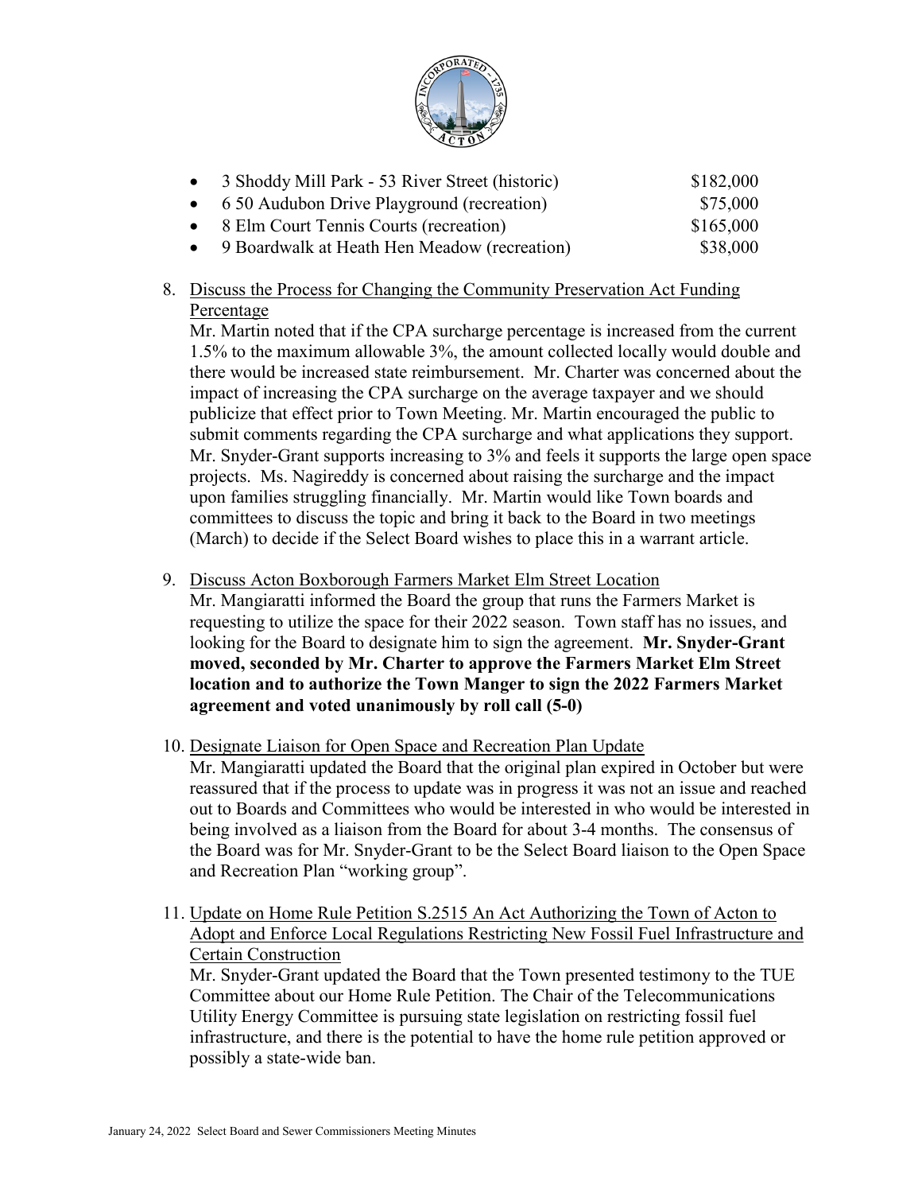- 3 Shoddy Mill Park - 53 River Street (historic) $182,000
- 6 50 Audubon Drive Playground (recreation) $75,000
- 8 Elm Court Tennis Courts (recreation) $165,000
- 9 Boardwalk at Heath Hen Meadow (recreation) $38,000

8. Discuss the Process for Changing the Community Preservation Act Funding Percentage

   Mr. Martin noted that if the CPA surcharge percentage is increased from the current 1.5% to the maximum allowable 3%, the amount collected locally would double and there would be increased state reimbursement. Mr. Charter was concerned about the impact of increasing the CPA surcharge on the average taxpayer and we should publicize that effect prior to Town Meeting. Mr. Martin encouraged the public to submit comments regarding the CPA surcharge and what applications they support. Mr. Snyder-Grant supports increasing to 3% and feels it supports the large open space projects. Ms. Nagireddy is concerned about raising the surcharge and the impact upon families struggling financially. Mr. Martin would like Town boards and committees to discuss the topic and bring it back to the Board in two meetings (March) to decide if the Select Board wishes to place this in a warrant article.

9. Discuss Acton Boxborough Farmers Market Elm Street Location

   Mr. Mangiaratti informed the Board the group that runs the Farmers Market is requesting to utilize the space for their 2022 season. Town staff has no issues, and looking for the Board to designate him to sign the agreement. **Mr. Snyder-Grant moved, seconded by Mr. Charter to approve the Farmers Market Elm Street location and to authorize the Town Manger to sign the 2022 Farmers Market agreement and voted unanimously by roll call (5-0)**

10. Designate Liaison for Open Space and Recreation Plan Update

    Mr. Mangiaratti updated the Board that the original plan expired in October but were reassured that if the process to update was in progress it was not an issue and reached out to Boards and Committees who would be interested in who would be interested in being involved as a liaison from the Board for about 3-4 months. The consensus of the Board was for Mr. Snyder-Grant to be the Select Board liaison to the Open Space and Recreation Plan "working group".

11. Update on Home Rule Petition S.2515 An Act Authorizing the Town of Acton to Adopt and Enforce Local Regulations Restricting New Fossil Fuel Infrastructure and Certain Construction

    Mr. Snyder-Grant updated the Board that the Town presented testimony to the TUE Committee about our Home Rule Petition. The Chair of the Telecommunications Utility Energy Committee is pursuing state legislation on restricting fossil fuel infrastructure, and there is the potential to have the home rule petition approved or possibly a state-wide ban.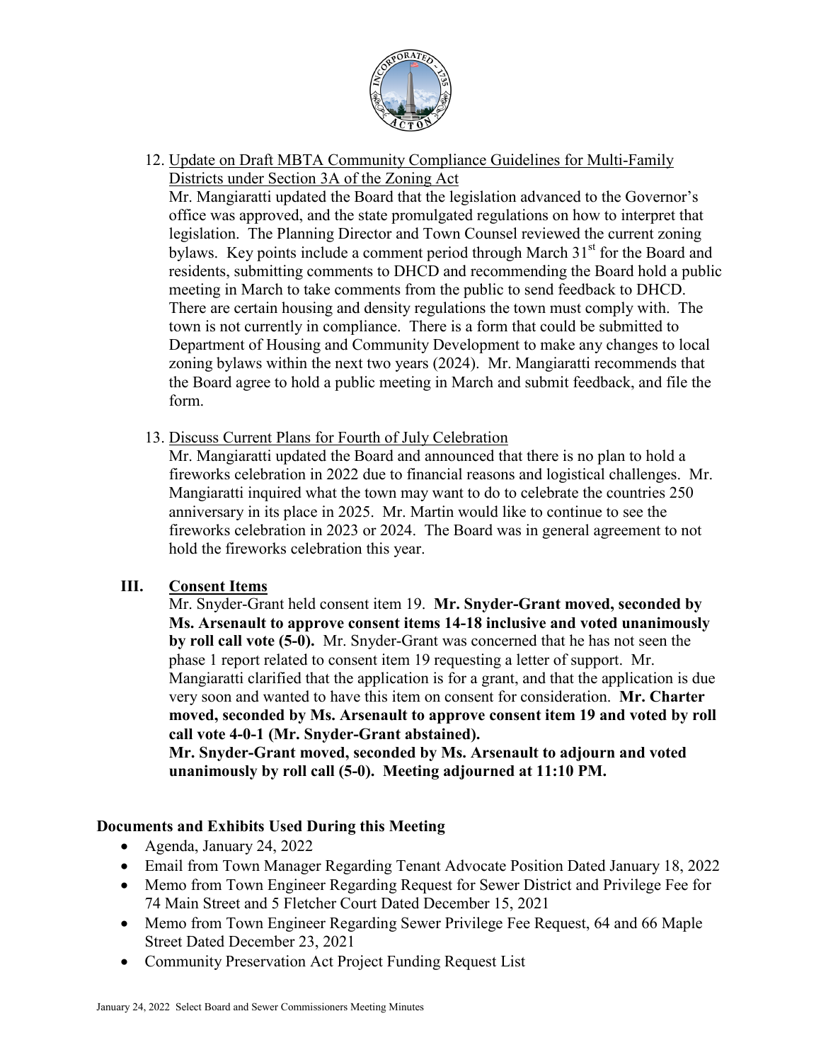12. Update on Draft MBTA Community Compliance Guidelines for Multi-Family Districts under Section 3A of the Zoning Act

    Mr. Mangiaratti updated the Board that the legislation advanced to the Governor's office was approved, and the state promulgated regulations on how to interpret that legislation. The Planning Director and Town Counsel reviewed the current zoning bylaws. Key points include a comment period through March 31st for the Board and residents, submitting comments to DHCD and recommending the Board hold a public meeting in March to take comments from the public to send feedback to DHCD. There are certain housing and density regulations the town must comply with. The town is not currently in compliance. There is a form that could be submitted to Department of Housing and Community Development to make any changes to local zoning bylaws within the next two years (2024). Mr. Mangiaratti recommends that the Board agree to hold a public meeting in March and submit feedback, and file the form.

13. Discuss Current Plans for Fourth of July Celebration

    Mr. Mangiaratti updated the Board and announced that there is no plan to hold a fireworks celebration in 2022 due to financial reasons and logistical challenges. Mr. Mangiaratti inquired what the town may want to do to celebrate the countries 250 anniversary in its place in 2025. Mr. Martin would like to continue to see the fireworks celebration in 2023 or 2024. The Board was in general agreement to not hold the fireworks celebration this year.

## III. Consent Items

Mr. Snyder-Grant held consent item 19. **Mr. Snyder-Grant moved, seconded by Ms. Arsenault to approve consent items 14-18 inclusive and voted unanimously by roll call vote (5-0).** Mr. Snyder-Grant was concerned that he has not seen the phase 1 report related to consent item 19 requesting a letter of support. Mr. Mangiaratti clarified that the application is for a grant, and that the application is due very soon and wanted to have this item on consent for consideration. **Mr. Charter moved, seconded by Ms. Arsenault to approve consent item 19 and voted by roll call vote 4-0-1 (Mr. Snyder-Grant abstained).**

**Mr. Snyder-Grant moved, seconded by Ms. Arsenault to adjourn and voted unanimously by roll call (5-0). Meeting adjourned at 11:10 PM.**

### Documents and Exhibits Used During this Meeting

- Agenda, January 24, 2022
- Email from Town Manager Regarding Tenant Advocate Position Dated January 18, 2022
- Memo from Town Engineer Regarding Request for Sewer District and Privilege Fee for 74 Main Street and 5 Fletcher Court Dated December 15, 2021
- Memo from Town Engineer Regarding Sewer Privilege Fee Request, 64 and 66 Maple Street Dated December 23, 2021
- Community Preservation Act Project Funding Request List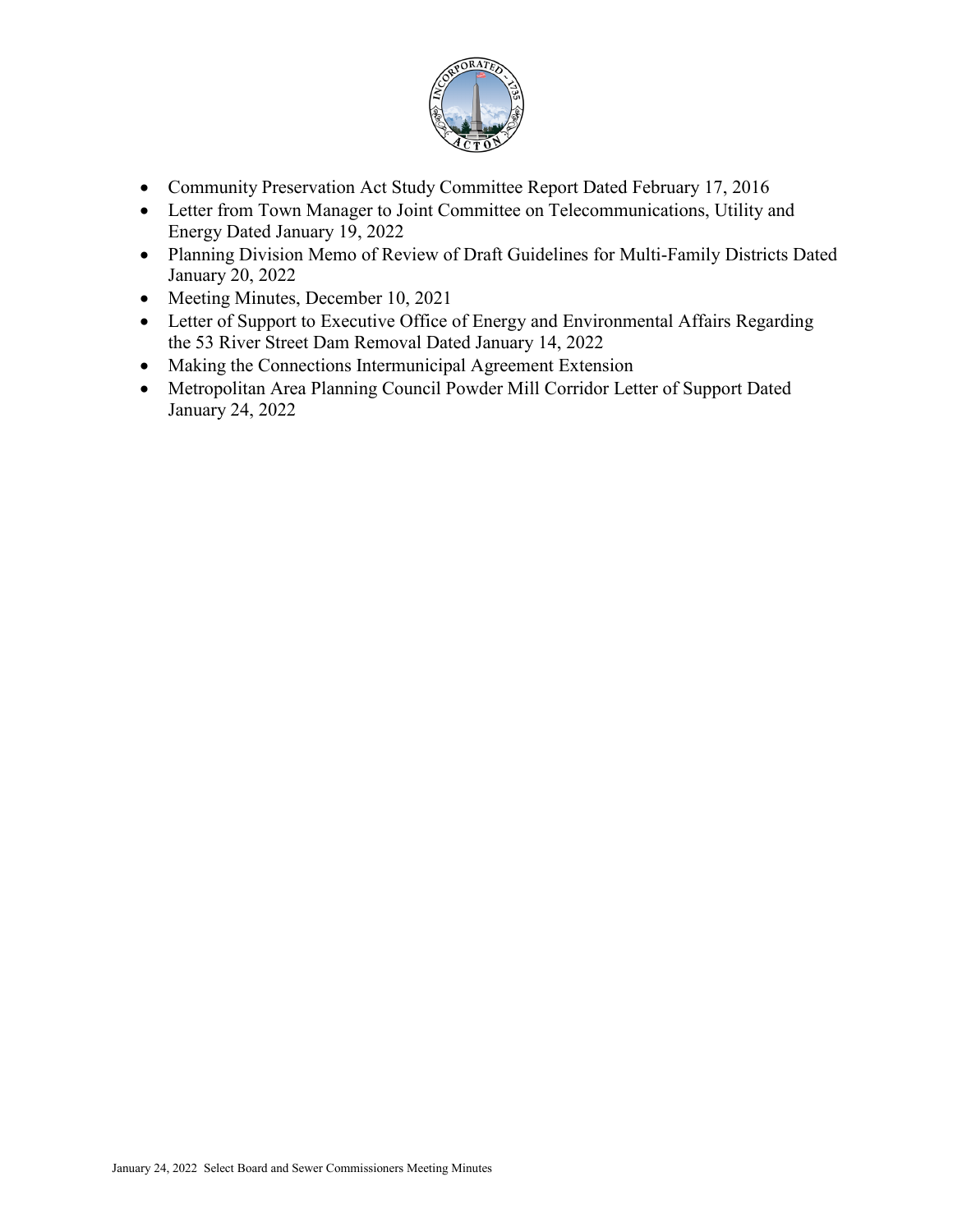- Community Preservation Act Study Committee Report Dated February 17, 2016
- Letter from Town Manager to Joint Committee on Telecommunications, Utility and Energy Dated January 19, 2022
- Planning Division Memo of Review of Draft Guidelines for Multi-Family Districts Dated January 20, 2022
- Meeting Minutes, December 10, 2021
- Letter of Support to Executive Office of Energy and Environmental Affairs Regarding the 53 River Street Dam Removal Dated January 14, 2022
- Making the Connections Intermunicipal Agreement Extension
- Metropolitan Area Planning Council Powder Mill Corridor Letter of Support Dated January 24, 2022